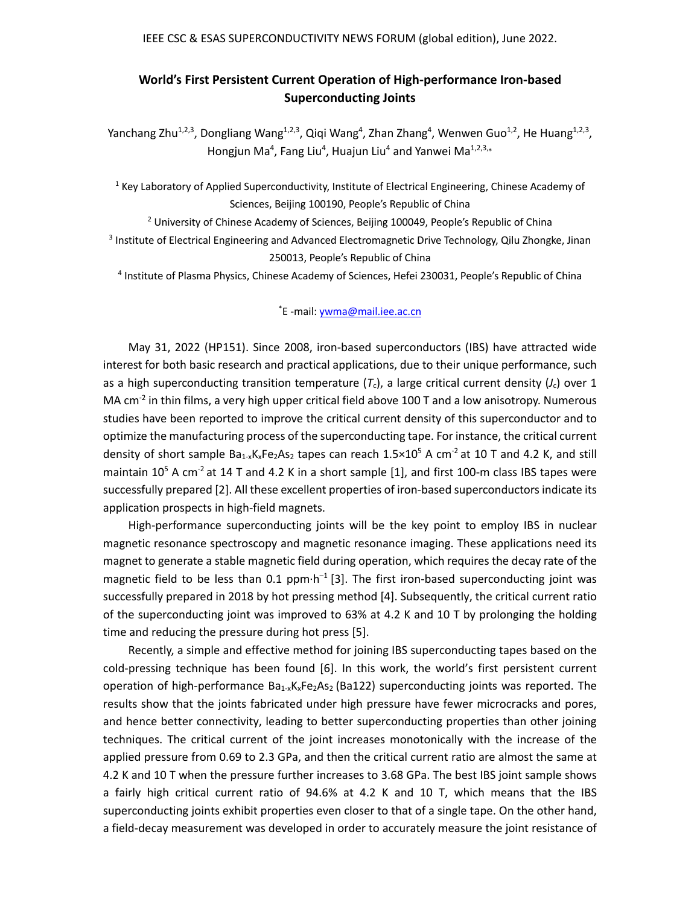# World's First Persistent Current Operation of High-performance Iron-based Superconducting Joints

Yanchang Zhu[1,2,3], Dongliang Wang[1,2,3], Qiqi Wang[4], Zhan Zhang[4], Wenwen Guo[1,2], He Huang[1,2,3], Hongjun Ma[4], Fang Liu[4], Huajun Liu[4] and Yanwei Ma[1,2,3,*]

[1] Key Laboratory of Applied Superconductivity, Institute of Electrical Engineering, Chinese Academy of Sciences, Beijing 100190, People's Republic of China

[2] University of Chinese Academy of Sciences, Beijing 100049, People's Republic of China

[3] Institute of Electrical Engineering and Advanced Electromagnetic Drive Technology, Qilu Zhongke, Jinan 250013, People's Republic of China

[4] Institute of Plasma Physics, Chinese Academy of Sciences, Hefei 230031, People's Republic of China

[*]E -mail: ywma@mail.iee.ac.cn

May 31, 2022 (HP151). Since 2008, iron-based superconductors (IBS) have attracted wide interest for both basic research and practical applications, due to their unique performance, such as a high superconducting transition temperature ($T_c$), a large critical current density ($J_c$) over 1 MA cm$^{-2}$ in thin films, a very high upper critical field above 100 T and a low anisotropy. Numerous studies have been reported to improve the critical current density of this superconductor and to optimize the manufacturing process of the superconducting tape. For instance, the critical current density of short sample $Ba_{1-x}K_xFe_2As_2$ tapes can reach $1.5\times10^5$ A cm$^{-2}$ at 10 T and 4.2 K, and still maintain $10^5$ A cm$^{-2}$ at 14 T and 4.2 K in a short sample [1], and first 100-m class IBS tapes were successfully prepared [2]. All these excellent properties of iron-based superconductors indicate its application prospects in high-field magnets.

High-performance superconducting joints will be the key point to employ IBS in nuclear magnetic resonance spectroscopy and magnetic resonance imaging. These applications need its magnet to generate a stable magnetic field during operation, which requires the decay rate of the magnetic field to be less than 0.1 ppm·h$^{-1}$ [3]. The first iron-based superconducting joint was successfully prepared in 2018 by hot pressing method [4]. Subsequently, the critical current ratio of the superconducting joint was improved to 63% at 4.2 K and 10 T by prolonging the holding time and reducing the pressure during hot press [5].

Recently, a simple and effective method for joining IBS superconducting tapes based on the cold-pressing technique has been found [6]. In this work, the world's first persistent current operation of high-performance $Ba_{1-x}K_xFe_2As_2$ (Ba122) superconducting joints was reported. The results show that the joints fabricated under high pressure have fewer microcracks and pores, and hence better connectivity, leading to better superconducting properties than other joining techniques. The critical current of the joint increases monotonically with the increase of the applied pressure from 0.69 to 2.3 GPa, and then the critical current ratio are almost the same at 4.2 K and 10 T when the pressure further increases to 3.68 GPa. The best IBS joint sample shows a fairly high critical current ratio of 94.6% at 4.2 K and 10 T, which means that the IBS superconducting joints exhibit properties even closer to that of a single tape. On the other hand, a field-decay measurement was developed in order to accurately measure the joint resistance of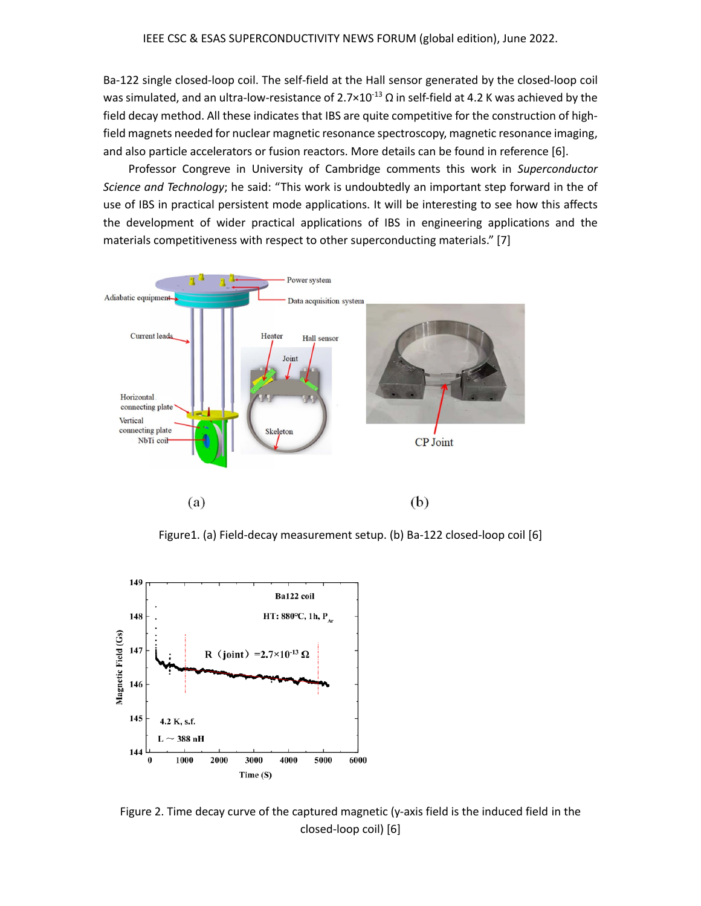Ba-122 single closed-loop coil. The self-field at the Hall sensor generated by the closed-loop coil was simulated, and an ultra-low-resistance of $2.7\times10^{-13}$ Ω in self-field at 4.2 K was achieved by the field decay method. All these indicates that IBS are quite competitive for the construction of high-field magnets needed for nuclear magnetic resonance spectroscopy, magnetic resonance imaging, and also particle accelerators or fusion reactors. More details can be found in reference [6].

Professor Congreve in University of Cambridge comments this work in *Superconductor Science and Technology*; he said: "This work is undoubtedly an important step forward in the of use of IBS in practical persistent mode applications. It will be interesting to see how this affects the development of wider practical applications of IBS in engineering applications and the materials competitiveness with respect to other superconducting materials." [7]

Figure1. (a) Field-decay measurement setup. (b) Ba-122 closed-loop coil [6]

Figure 2. Time decay curve of the captured magnetic (y-axis field is the induced field in the closed-loop coil) [6]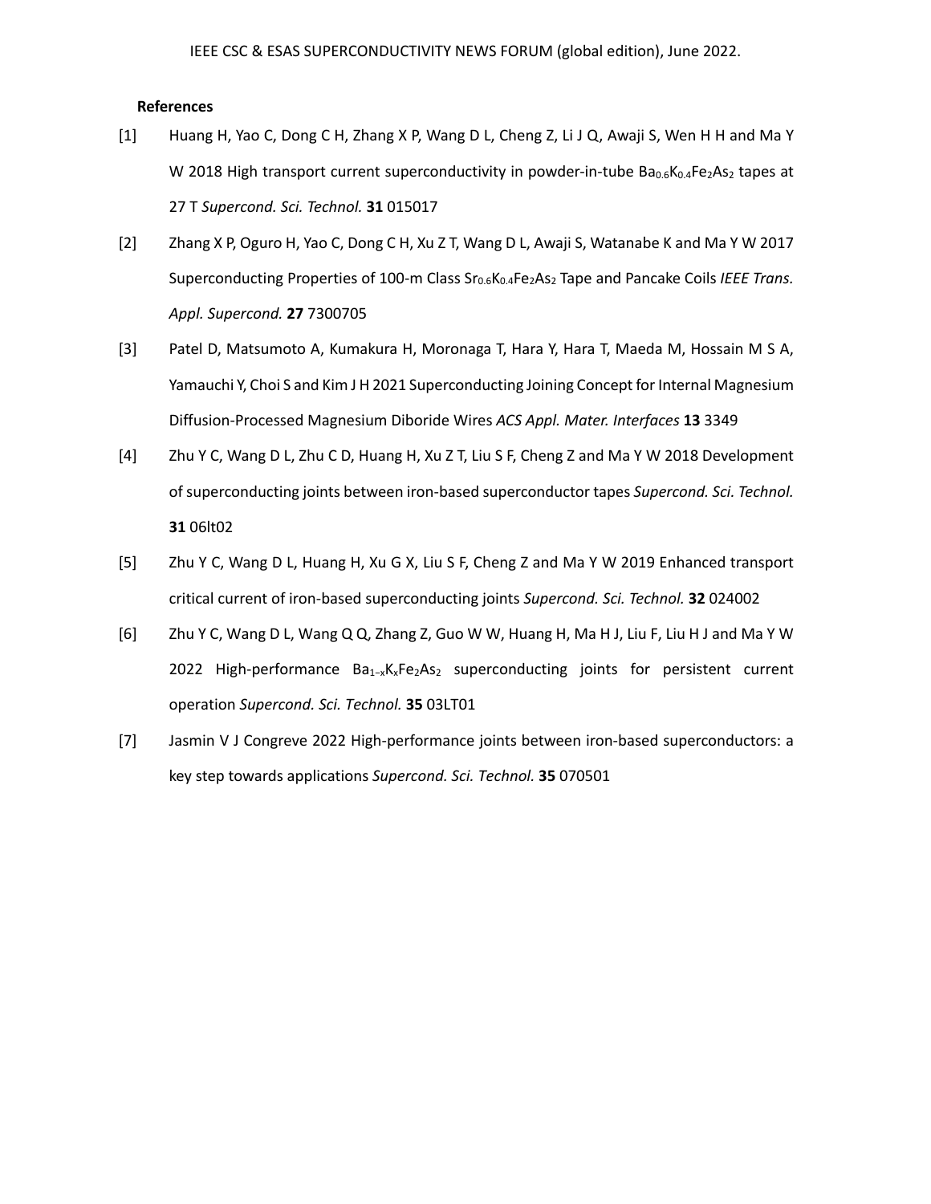**References**

[1] Huang H, Yao C, Dong C H, Zhang X P, Wang D L, Cheng Z, Li J Q, Awaji S, Wen H H and Ma Y W 2018 High transport current superconductivity in powder-in-tube $Ba_{0.6}K_{0.4}Fe_2As_2$ tapes at 27 T *Supercond. Sci. Technol.* **31** 015017

[2] Zhang X P, Oguro H, Yao C, Dong C H, Xu Z T, Wang D L, Awaji S, Watanabe K and Ma Y W 2017 Superconducting Properties of 100-m Class $Sr_{0.6}K_{0.4}Fe_2As_2$ Tape and Pancake Coils *IEEE Trans. Appl. Supercond.* **27** 7300705

[3] Patel D, Matsumoto A, Kumakura H, Moronaga T, Hara Y, Hara T, Maeda M, Hossain M S A, Yamauchi Y, Choi S and Kim J H 2021 Superconducting Joining Concept for Internal Magnesium Diffusion-Processed Magnesium Diboride Wires *ACS Appl. Mater. Interfaces* **13** 3349

[4] Zhu Y C, Wang D L, Zhu C D, Huang H, Xu Z T, Liu S F, Cheng Z and Ma Y W 2018 Development of superconducting joints between iron-based superconductor tapes *Supercond. Sci. Technol.* **31** 06lt02

[5] Zhu Y C, Wang D L, Huang H, Xu G X, Liu S F, Cheng Z and Ma Y W 2019 Enhanced transport critical current of iron-based superconducting joints *Supercond. Sci. Technol.* **32** 024002

[6] Zhu Y C, Wang D L, Wang Q Q, Zhang Z, Guo W W, Huang H, Ma H J, Liu F, Liu H J and Ma Y W 2022 High-performance $Ba_{1-x}K_xFe_2As_2$ superconducting joints for persistent current operation *Supercond. Sci. Technol.* **35** 03LT01

[7] Jasmin V J Congreve 2022 High-performance joints between iron-based superconductors: a key step towards applications *Supercond. Sci. Technol.* **35** 070501